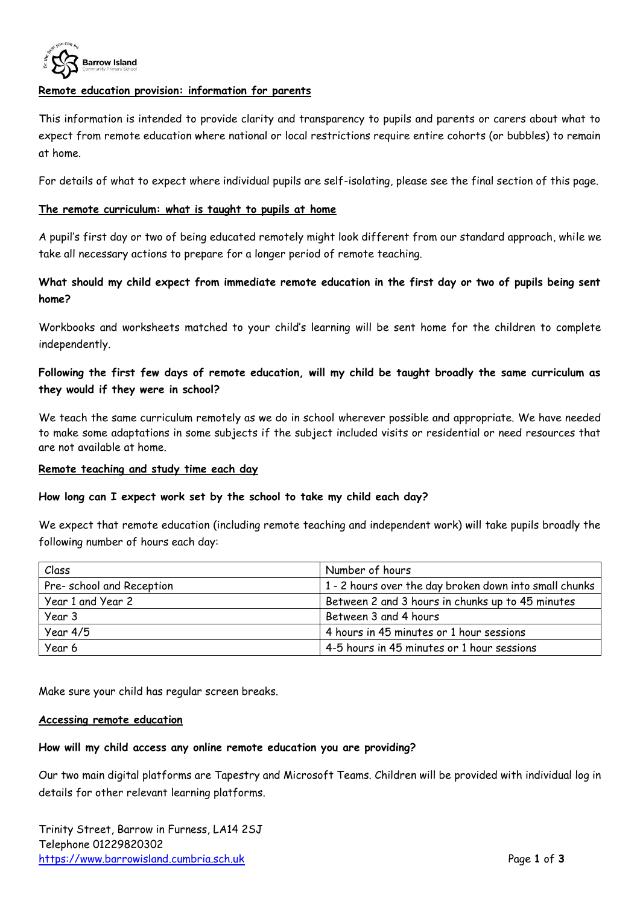## Remote education provision: information for parents

This information is intended to provide clarity and transparency to pupils and parents or carers about what to expect from remote education where national or local restrictions require entire cohorts (or bubbles) to remain at home.

For details of what to expect where individual pupils are self-isolating, please see the final section of this page.

### The remote curriculum: what is taught to pupils at home

A pupil's first day or two of being educated remotely might look different from our standard approach, while we take all necessary actions to prepare for a longer period of remote teaching.

**What should my child expect from immediate remote education in the first day or two of pupils being sent home?**

Workbooks and worksheets matched to your child's learning will be sent home for the children to complete independently.

**Following the first few days of remote education, will my child be taught broadly the same curriculum as they would if they were in school?**

We teach the same curriculum remotely as we do in school wherever possible and appropriate. We have needed to make some adaptations in some subjects if the subject included visits or residential or need resources that are not available at home.

### Remote teaching and study time each day

**How long can I expect work set by the school to take my child each day?**

We expect that remote education (including remote teaching and independent work) will take pupils broadly the following number of hours each day:

| Class | Number of hours |
|---|---|
| Pre- school and Reception | 1 - 2 hours over the day broken down into small chunks |
| Year 1 and Year 2 | Between 2 and 3 hours in chunks up to 45 minutes |
| Year 3 | Between 3 and 4 hours |
| Year 4/5 | 4 hours in 45 minutes or 1 hour sessions |
| Year 6 | 4-5 hours in 45 minutes or 1 hour sessions |

Make sure your child has regular screen breaks.

### Accessing remote education

**How will my child access any online remote education you are providing?**

Our two main digital platforms are Tapestry and Microsoft Teams. Children will be provided with individual log in details for other relevant learning platforms.

Trinity Street, Barrow in Furness, LA14 2SJ
Telephone 01229820302
https://www.barrowisland.cumbria.sch.uk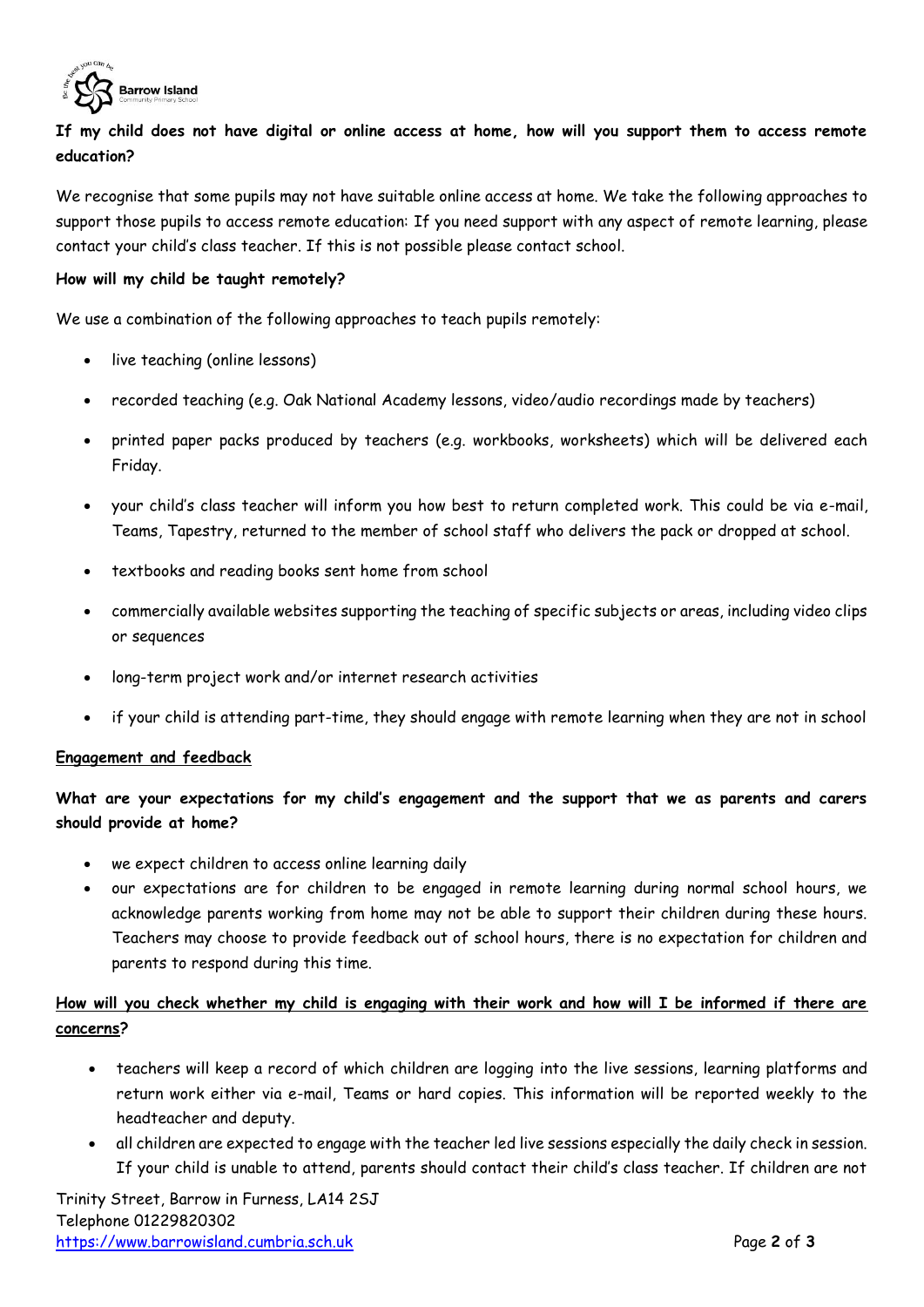**If my child does not have digital or online access at home, how will you support them to access remote education?**

We recognise that some pupils may not have suitable online access at home. We take the following approaches to support those pupils to access remote education: If you need support with any aspect of remote learning, please contact your child's class teacher. If this is not possible please contact school.

**How will my child be taught remotely?**

We use a combination of the following approaches to teach pupils remotely:

- live teaching (online lessons)
- recorded teaching (e.g. Oak National Academy lessons, video/audio recordings made by teachers)
- printed paper packs produced by teachers (e.g. workbooks, worksheets) which will be delivered each Friday.
- your child's class teacher will inform you how best to return completed work. This could be via e-mail, Teams, Tapestry, returned to the member of school staff who delivers the pack or dropped at school.
- textbooks and reading books sent home from school
- commercially available websites supporting the teaching of specific subjects or areas, including video clips or sequences
- long-term project work and/or internet research activities
- if your child is attending part-time, they should engage with remote learning when they are not in school

**Engagement and feedback**

**What are your expectations for my child's engagement and the support that we as parents and carers should provide at home?**

- we expect children to access online learning daily
- our expectations are for children to be engaged in remote learning during normal school hours, we acknowledge parents working from home may not be able to support their children during these hours. Teachers may choose to provide feedback out of school hours, there is no expectation for children and parents to respond during this time.

**How will you check whether my child is engaging with their work and how will I be informed if there are concerns?**

- teachers will keep a record of which children are logging into the live sessions, learning platforms and return work either via e-mail, Teams or hard copies. This information will be reported weekly to the headteacher and deputy.
- all children are expected to engage with the teacher led live sessions especially the daily check in session. If your child is unable to attend, parents should contact their child's class teacher. If children are not

Trinity Street, Barrow in Furness, LA14 2SJ
Telephone 01229820302
https://www.barrowisland.cumbria.sch.uk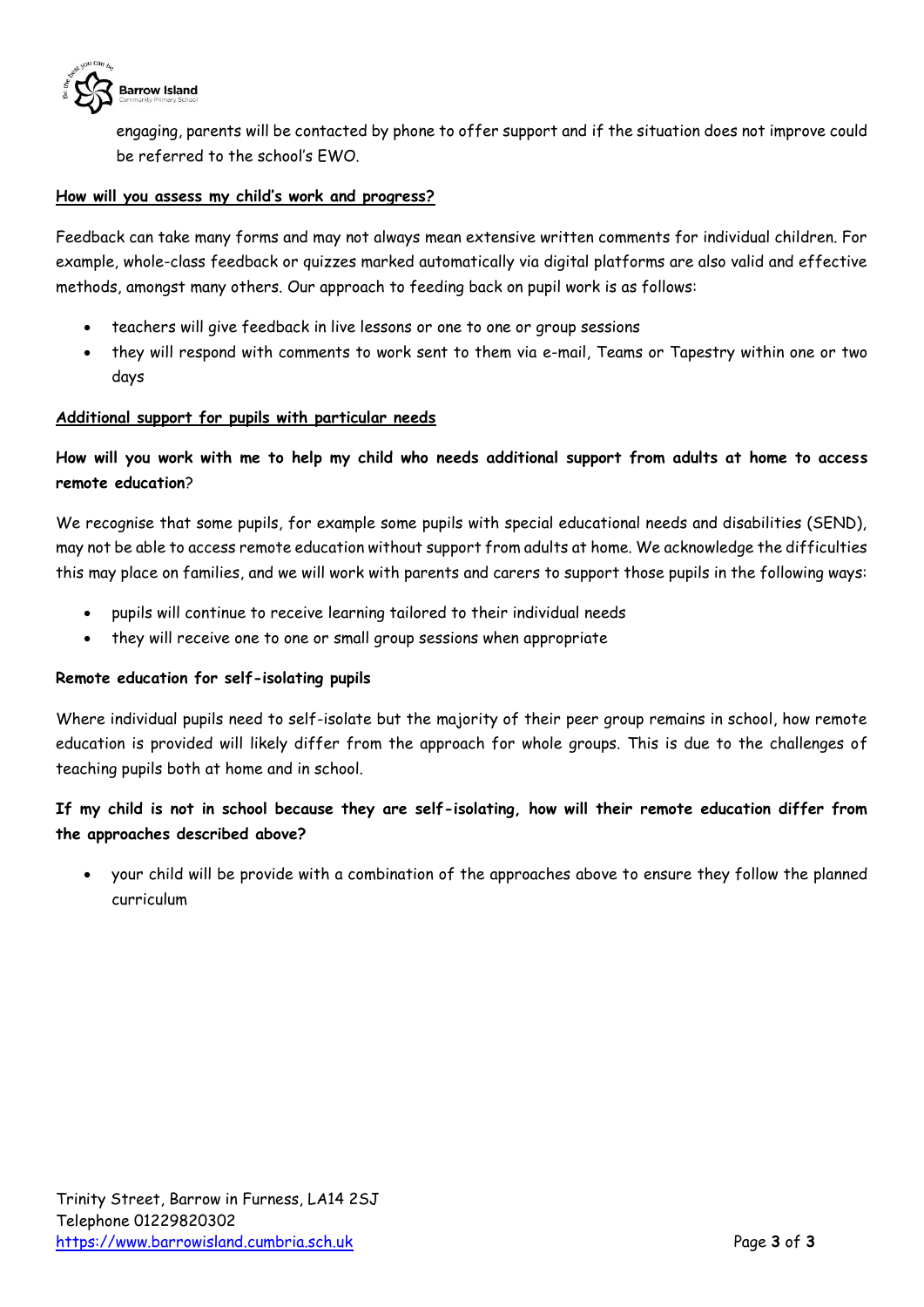engaging, parents will be contacted by phone to offer support and if the situation does not improve could be referred to the school's EWO.

**How will you assess my child's work and progress?**

Feedback can take many forms and may not always mean extensive written comments for individual children. For example, whole-class feedback or quizzes marked automatically via digital platforms are also valid and effective methods, amongst many others. Our approach to feeding back on pupil work is as follows:

- teachers will give feedback in live lessons or one to one or group sessions
- they will respond with comments to work sent to them via e-mail, Teams or Tapestry within one or two days

**Additional support for pupils with particular needs**

**How will you work with me to help my child who needs additional support from adults at home to access remote education?**

We recognise that some pupils, for example some pupils with special educational needs and disabilities (SEND), may not be able to access remote education without support from adults at home. We acknowledge the difficulties this may place on families, and we will work with parents and carers to support those pupils in the following ways:

- pupils will continue to receive learning tailored to their individual needs
- they will receive one to one or small group sessions when appropriate

**Remote education for self-isolating pupils**

Where individual pupils need to self-isolate but the majority of their peer group remains in school, how remote education is provided will likely differ from the approach for whole groups. This is due to the challenges of teaching pupils both at home and in school.

**If my child is not in school because they are self-isolating, how will their remote education differ from the approaches described above?**

- your child will be provide with a combination of the approaches above to ensure they follow the planned curriculum

Trinity Street, Barrow in Furness, LA14 2SJ
Telephone 01229820302
https://www.barrowisland.cumbria.sch.uk